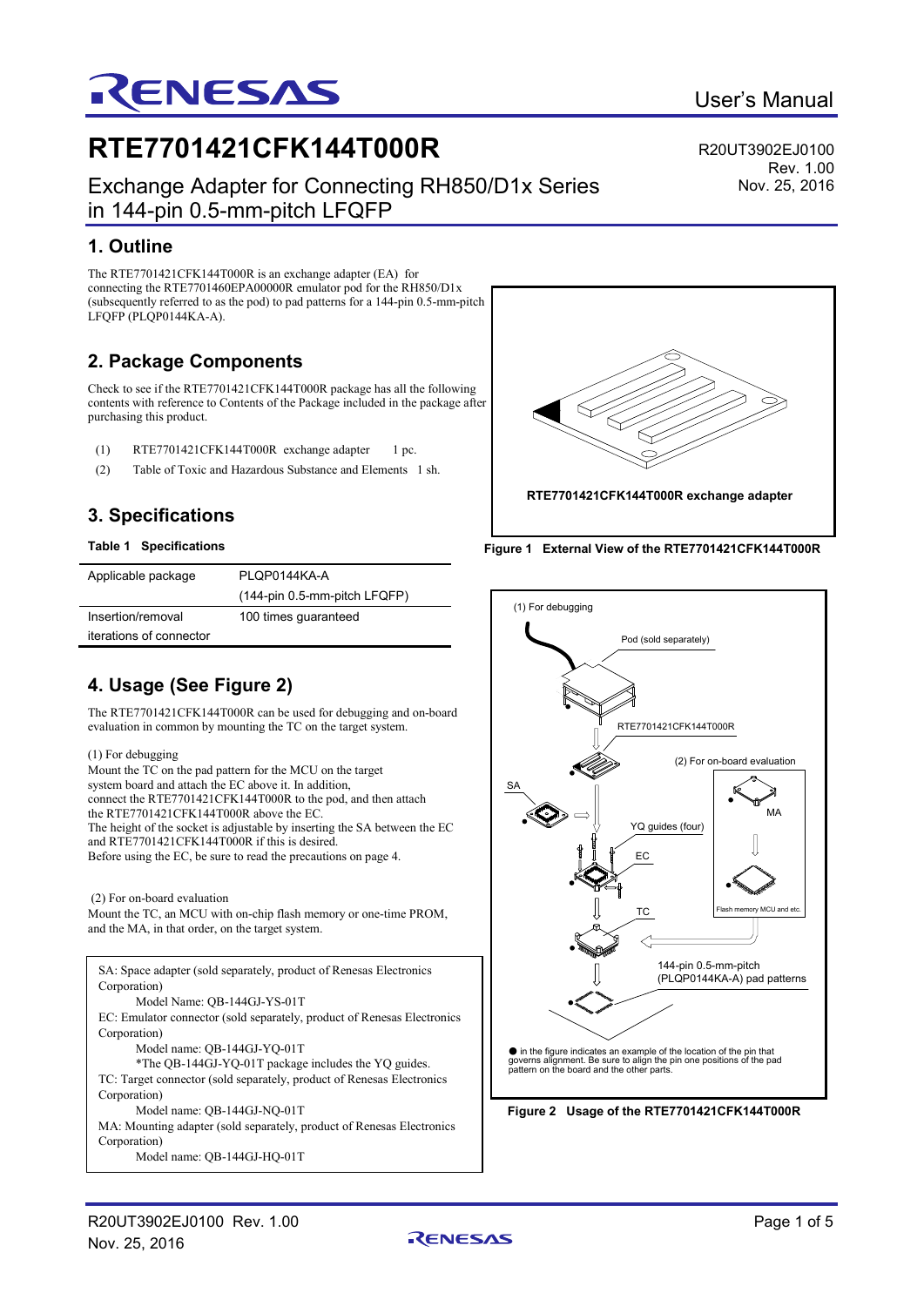# RTE7701421CFK144T000R

R20UT3902EJ0100
Rev. 1.00
Nov. 25, 2016

Exchange Adapter for Connecting RH850/D1x Series in 144-pin 0.5-mm-pitch LFQFP

## 1. Outline

The RTE7701421CFK144T000R is an exchange adapter (EA) for connecting the RTE7701460EPA00000R emulator pod for the RH850/D1x (subsequently referred to as the pod) to pad patterns for a 144-pin 0.5-mm-pitch LFQFP (PLQP0144KA-A).

## 2. Package Components

Check to see if the RTE7701421CFK144T000R package has all the following contents with reference to Contents of the Package included in the package after purchasing this product.

(1) RTE7701421CFK144T000R exchange adapter 1 pc.

(2) Table of Toxic and Hazardous Substance and Elements 1 sh.

## 3. Specifications

**Table 1 Specifications**

| | |
|---|---|
| Applicable package | PLQP0144KA-A (144-pin 0.5-mm-pitch LFQFP) |
| Insertion/removal iterations of connector | 100 times guaranteed |

RTE7701421CFK144T000R exchange adapter

**Figure 1 External View of the RTE7701421CFK144T000R**

## 4. Usage (See Figure 2)

The RTE7701421CFK144T000R can be used for debugging and on-board evaluation in common by mounting the TC on the target system.

(1) For debugging
Mount the TC on the pad pattern for the MCU on the target system board and attach the EC above it. In addition, connect the RTE7701421CFK144T000R to the pod, and then attach the RTE7701421CFK144T000R above the EC.
The height of the socket is adjustable by inserting the SA between the EC and RTE7701421CFK144T000R if this is desired.
Before using the EC, be sure to read the precautions on page 4.

(2) For on-board evaluation
Mount the TC, an MCU with on-chip flash memory or one-time PROM, and the MA, in that order, on the target system.

SA: Space adapter (sold separately, product of Renesas Electronics Corporation)
Model Name: QB-144GJ-YS-01T
EC: Emulator connector (sold separately, product of Renesas Electronics Corporation)
Model name: QB-144GJ-YQ-01T
*The QB-144GJ-YQ-01T package includes the YQ guides.
TC: Target connector (sold separately, product of Renesas Electronics Corporation)
Model name: QB-144GJ-NQ-01T
MA: Mounting adapter (sold separately, product of Renesas Electronics Corporation)
Model name: QB-144GJ-HQ-01T

(1) For debugging
Pod (sold separately)
RTE7701421CFK144T000R
(2) For on-board evaluation
SA
MA
YQ guides (four)
EC
Flash memory MCU and etc.
TC
144-pin 0.5-mm-pitch (PLQP0144KA-A) pad patterns

● in the figure indicates an example of the location of the pin that governs alignment. Be sure to align the pin one positions of the pad pattern on the board and the other parts.

**Figure 2 Usage of the RTE7701421CFK144T000R**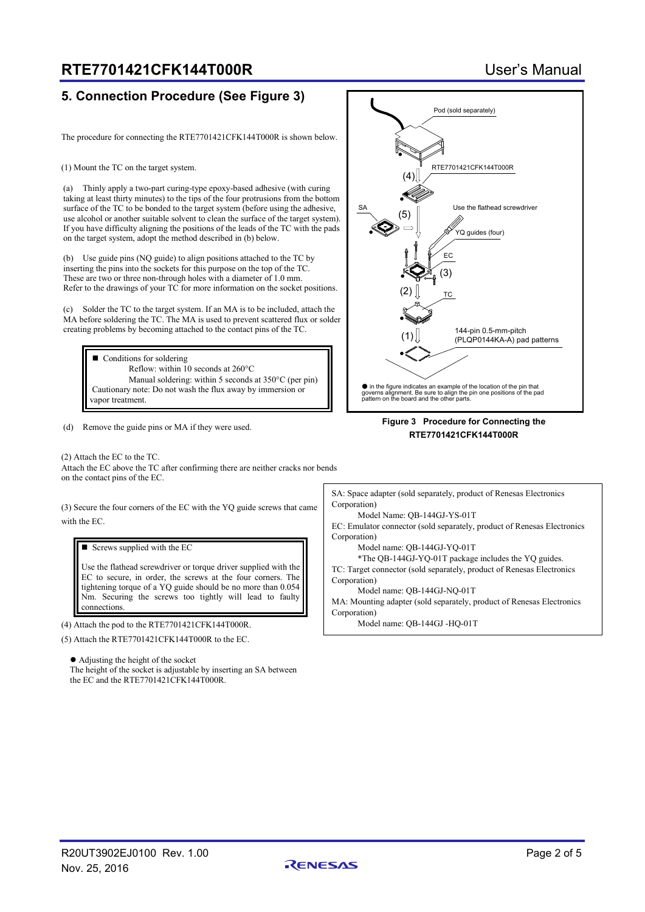## 5. Connection Procedure (See Figure 3)

The procedure for connecting the RTE7701421CFK144T000R is shown below.

(1) Mount the TC on the target system.

(a) Thinly apply a two-part curing-type epoxy-based adhesive (with curing taking at least thirty minutes) to the tips of the four protrusions from the bottom surface of the TC to be bonded to the target system (before using the adhesive, use alcohol or another suitable solvent to clean the surface of the target system). If you have difficulty aligning the positions of the leads of the TC with the pads on the target system, adopt the method described in (b) below.

(b) Use guide pins (NQ guide) to align positions attached to the TC by inserting the pins into the sockets for this purpose on the top of the TC. These are two or three non-through holes with a diameter of 1.0 mm. Refer to the drawings of your TC for more information on the socket positions.

(c) Solder the TC to the target system. If an MA is to be included, attach the MA before soldering the TC. The MA is used to prevent scattered flux or solder creating problems by becoming attached to the contact pins of the TC.

> ■ Conditions for soldering
> Reflow: within 10 seconds at 260°C
> Manual soldering: within 5 seconds at 350°C (per pin)
> Cautionary note: Do not wash the flux away by immersion or vapor treatment.

(d) Remove the guide pins or MA if they were used.

(2) Attach the EC to the TC.
Attach the EC above the TC after confirming there are neither cracks nor bends on the contact pins of the EC.

(3) Secure the four corners of the EC with the YQ guide screws that came with the EC.

> ■ Screws supplied with the EC
>
> Use the flathead screwdriver or torque driver supplied with the EC to secure, in order, the screws at the four corners. The tightening torque of a YQ guide should be no more than 0.054 Nm. Securing the screws too tightly will lead to faulty connections.

(4) Attach the pod to the RTE7701421CFK144T000R.

(5) Attach the RTE7701421CFK144T000R to the EC.

● Adjusting the height of the socket
The height of the socket is adjustable by inserting an SA between the EC and the RTE7701421CFK144T000R.

Pod (sold separately)
(4) RTE7701421CFK144T000R
SA (5) Use the flathead screwdriver
YQ guides (four)
EC (3)
(2) TC
(1) 144-pin 0.5-mm-pitch (PLQP0144KA-A) pad patterns

● in the figure indicates an example of the location of the pin that governs alignment. Be sure to align the pin one positions of the pad pattern on the board and the other parts.

**Figure 3 Procedure for Connecting the RTE7701421CFK144T000R**

SA: Space adapter (sold separately, product of Renesas Electronics Corporation)
Model Name: QB-144GJ-YS-01T
EC: Emulator connector (sold separately, product of Renesas Electronics Corporation)
Model name: QB-144GJ-YQ-01T
*The QB-144GJ-YQ-01T package includes the YQ guides.
TC: Target connector (sold separately, product of Renesas Electronics Corporation)
Model name: QB-144GJ-NQ-01T
MA: Mounting adapter (sold separately, product of Renesas Electronics Corporation)
Model name: QB-144GJ -HQ-01T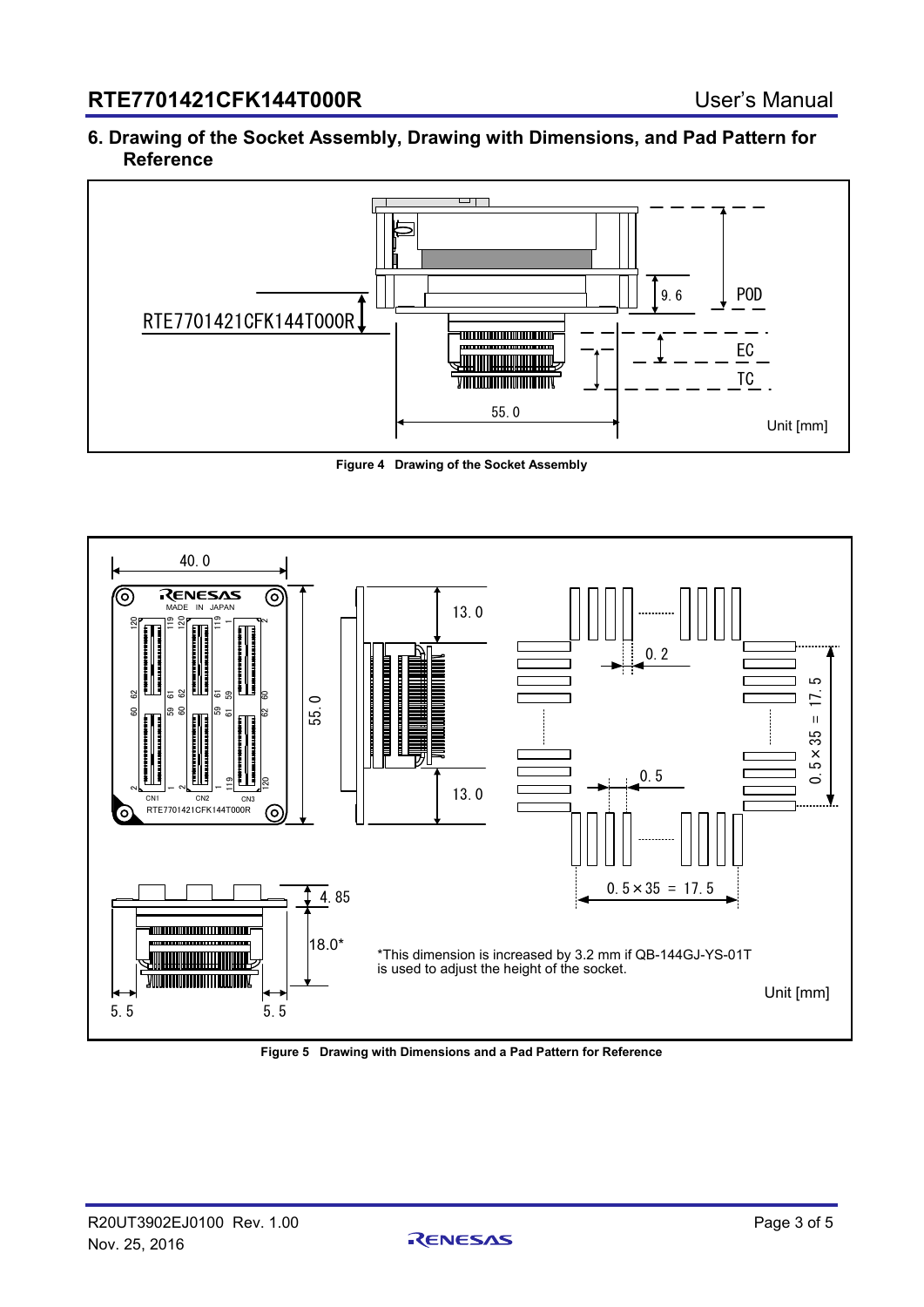## 6. Drawing of the Socket Assembly, Drawing with Dimensions, and Pad Pattern for Reference

RTE7701421CFK144T000R

9.6

POD

EC

TC

55.0

Unit [mm]

**Figure 4 Drawing of the Socket Assembly**

40.0

55.0

13.0

13.0

0.2

0.5

$0.5 \times 35 = 17.5$

$0.5 \times 35 = 17.5$

4.85

18.0*

5.5

5.5

*This dimension is increased by 3.2 mm if QB-144GJ-YS-01T is used to adjust the height of the socket.

Unit [mm]

**Figure 5 Drawing with Dimensions and a Pad Pattern for Reference**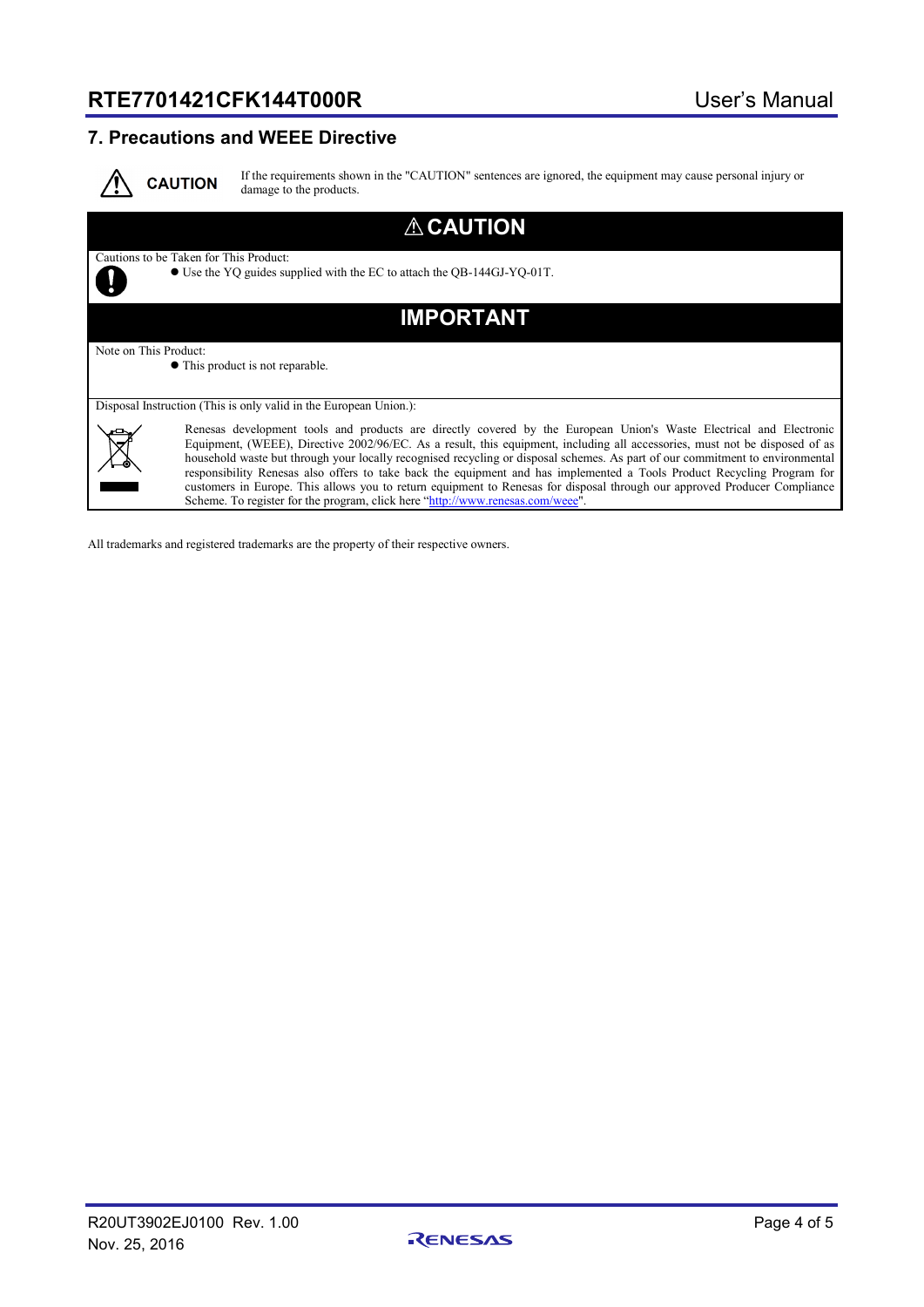## 7. Precautions and WEEE Directive

**CAUTION** If the requirements shown in the "CAUTION" sentences are ignored, the equipment may cause personal injury or damage to the products.

### ⚠ CAUTION

Cautions to be Taken for This Product:

- Use the YQ guides supplied with the EC to attach the QB-144GJ-YQ-01T.

### IMPORTANT

Note on This Product:

- This product is not reparable.

Disposal Instruction (This is only valid in the European Union.):

Renesas development tools and products are directly covered by the European Union's Waste Electrical and Electronic Equipment, (WEEE), Directive 2002/96/EC. As a result, this equipment, including all accessories, must not be disposed of as household waste but through your locally recognised recycling or disposal schemes. As part of our commitment to environmental responsibility Renesas also offers to take back the equipment and has implemented a Tools Product Recycling Program for customers in Europe. This allows you to return equipment to Renesas for disposal through our approved Producer Compliance Scheme. To register for the program, click here "http://www.renesas.com/weee".

All trademarks and registered trademarks are the property of their respective owners.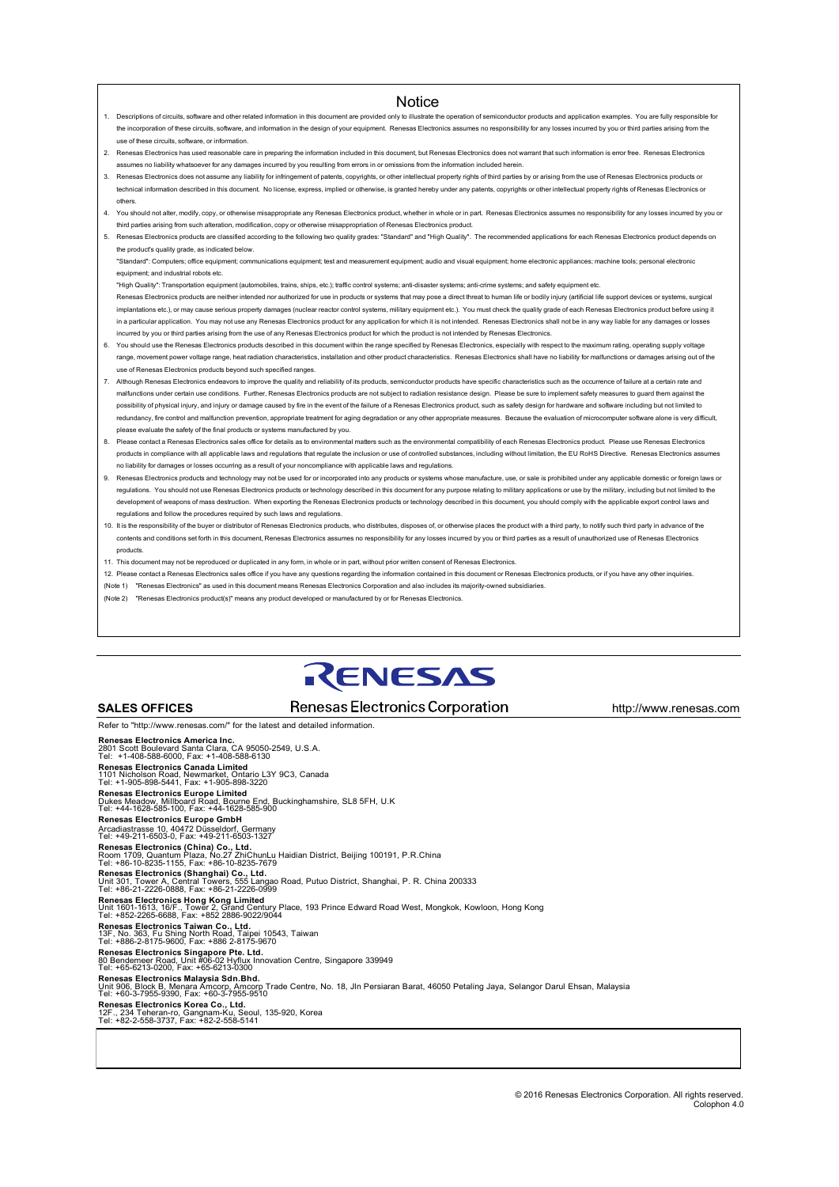# Notice

1. Descriptions of circuits, software and other related information in this document are provided only to illustrate the operation of semiconductor products and application examples. You are fully responsible for the incorporation of these circuits, software, and information in the design of your equipment. Renesas Electronics assumes no responsibility for any losses incurred by you or third parties arising from the use of these circuits, software, or information.
2. Renesas Electronics has used reasonable care in preparing the information included in this document, but Renesas Electronics does not warrant that such information is error free. Renesas Electronics assumes no liability whatsoever for any damages incurred by you resulting from errors in or omissions from the information included herein.
3. Renesas Electronics does not assume any liability for infringement of patents, copyrights, or other intellectual property rights of third parties by or arising from the use of Renesas Electronics products or technical information described in this document. No license, express, implied or otherwise, is granted hereby under any patents, copyrights or other intellectual property rights of Renesas Electronics or others.
4. You should not alter, modify, copy, or otherwise misappropriate any Renesas Electronics product, whether in whole or in part. Renesas Electronics assumes no responsibility for any losses incurred by you or third parties arising from such alteration, modification, copy or otherwise misappropriation of Renesas Electronics product.
5. Renesas Electronics products are classified according to the following two quality grades: "Standard" and "High Quality". The recommended applications for each Renesas Electronics product depends on the product's quality grade, as indicated below.
   "Standard": Computers; office equipment; communications equipment; test and measurement equipment; audio and visual equipment; home electronic appliances; machine tools; personal electronic equipment; and industrial robots etc.
   "High Quality": Transportation equipment (automobiles, trains, ships, etc.); traffic control systems; anti-disaster systems; anti-crime systems; and safety equipment etc.
   Renesas Electronics products are neither intended nor authorized for use in products or systems that may pose a direct threat to human life or bodily injury (artificial life support devices or systems, surgical implantations etc.), or may cause serious property damages (nuclear reactor control systems, military equipment etc.). You must check the quality grade of each Renesas Electronics product before using it in a particular application. You may not use any Renesas Electronics product for any application for which it is not intended. Renesas Electronics shall not be in any way liable for any damages or losses incurred by you or third parties arising from the use of any Renesas Electronics product for which the product is not intended by Renesas Electronics.
6. You should use the Renesas Electronics products described in this document within the range specified by Renesas Electronics, especially with respect to the maximum rating, operating supply voltage range, movement power voltage range, heat radiation characteristics, installation and other product characteristics. Renesas Electronics shall have no liability for malfunctions or damages arising out of the use of Renesas Electronics products beyond such specified ranges.
7. Although Renesas Electronics endeavors to improve the quality and reliability of its products, semiconductor products have specific characteristics such as the occurrence of failure at a certain rate and malfunctions under certain use conditions. Further, Renesas Electronics products are not subject to radiation resistance design. Please be sure to implement safety measures to guard them against the possibility of physical injury, and injury or damage caused by fire in the event of the failure of a Renesas Electronics product, such as safety design for hardware and software including but not limited to redundancy, fire control and malfunction prevention, appropriate treatment for aging degradation or any other appropriate measures. Because the evaluation of microcomputer software alone is very difficult, please evaluate the safety of the final products or systems manufactured by you.
8. Please contact a Renesas Electronics sales office for details as to environmental matters such as the environmental compatibility of each Renesas Electronics product. Please use Renesas Electronics products in compliance with all applicable laws and regulations that regulate the inclusion or use of controlled substances, including without limitation, the EU RoHS Directive. Renesas Electronics assumes no liability for damages or losses occurring as a result of your noncompliance with applicable laws and regulations.
9. Renesas Electronics products and technology may not be used for or incorporated into any products or systems whose manufacture, use, or sale is prohibited under any applicable domestic or foreign laws or regulations. You should not use Renesas Electronics products or technology described in this document for any purpose relating to military applications or use by the military, including but not limited to the development of weapons of mass destruction. When exporting the Renesas Electronics products or technology described in this document, you should comply with the applicable export control laws and regulations and follow the procedures required by such laws and regulations.
10. It is the responsibility of the buyer or distributor of Renesas Electronics products, who distributes, disposes of, or otherwise places the product with a third party, to notify such third party in advance of the contents and conditions set forth in this document, Renesas Electronics assumes no responsibility for any losses incurred by you or third parties as a result of unauthorized use of Renesas Electronics products.
11. This document may not be reproduced or duplicated in any form, in whole or in part, without prior written consent of Renesas Electronics.
12. Please contact a Renesas Electronics sales office if you have any questions regarding the information contained in this document or Renesas Electronics products, or if you have any other inquiries.

(Note 1) "Renesas Electronics" as used in this document means Renesas Electronics Corporation and also includes its majority-owned subsidiaries.

(Note 2) "Renesas Electronics product(s)" means any product developed or manufactured by or for Renesas Electronics.

RENESAS

## SALES OFFICES

**Renesas Electronics Corporation**

http://www.renesas.com

Refer to "http://www.renesas.com/" for the latest and detailed information.

**Renesas Electronics America Inc.**
2801 Scott Boulevard Santa Clara, CA 95050-2549, U.S.A.
Tel: +1-408-588-6000, Fax: +1-408-588-6130

**Renesas Electronics Canada Limited**
1101 Nicholson Road, Newmarket, Ontario L3Y 9C3, Canada
Tel: +1-905-898-5441, Fax: +1-905-898-3220

**Renesas Electronics Europe Limited**
Dukes Meadow, Millboard Road, Bourne End, Buckinghamshire, SL8 5FH, U.K
Tel: +44-1628-585-100, Fax: +44-1628-585-900

**Renesas Electronics Europe GmbH**
Arcadiastrasse 10, 40472 Düsseldorf, Germany
Tel: +49-211-6503-0, Fax: +49-211-6503-1327

**Renesas Electronics (China) Co., Ltd.**
Room 1709, Quantum Plaza, No.27 ZhiChunLu Haidian District, Beijing 100191, P.R.China
Tel: +86-10-8235-1155, Fax: +86-10-8235-7679

**Renesas Electronics (Shanghai) Co., Ltd.**
Unit 301, Tower A, Central Towers, 555 Langao Road, Putuo District, Shanghai, P. R. China 200333
Tel: +86-21-2226-0888, Fax: +86-21-2226-0999

**Renesas Electronics Hong Kong Limited**
Unit 1601-1613, 16/F., Tower 2, Grand Century Place, 193 Prince Edward Road West, Mongkok, Kowloon, Hong Kong
Tel: +852-2265-6688, Fax: +852 2886-9022/9044

**Renesas Electronics Taiwan Co., Ltd.**
13F, No. 363, Fu Shing North Road, Taipei 10543, Taiwan
Tel: +886-2-8175-9600, Fax: +886 2-8175-9670

**Renesas Electronics Singapore Pte. Ltd.**
80 Bendemeer Road, Unit #06-02 Hyflux Innovation Centre, Singapore 339949
Tel: +65-6213-0200, Fax: +65-6213-0300

**Renesas Electronics Malaysia Sdn.Bhd.**
Unit 906, Block B, Menara Amcorp, Amcorp Trade Centre, No. 18, Jln Persiaran Barat, 46050 Petaling Jaya, Selangor Darul Ehsan, Malaysia
Tel: +60-3-7955-9390, Fax: +60-3-7955-9510

**Renesas Electronics Korea Co., Ltd.**
12F., 234 Teheran-ro, Gangnam-Ku, Seoul, 135-920, Korea
Tel: +82-2-558-3737, Fax: +82-2-558-5141

© 2016 Renesas Electronics Corporation. All rights reserved.
Colophon 4.0